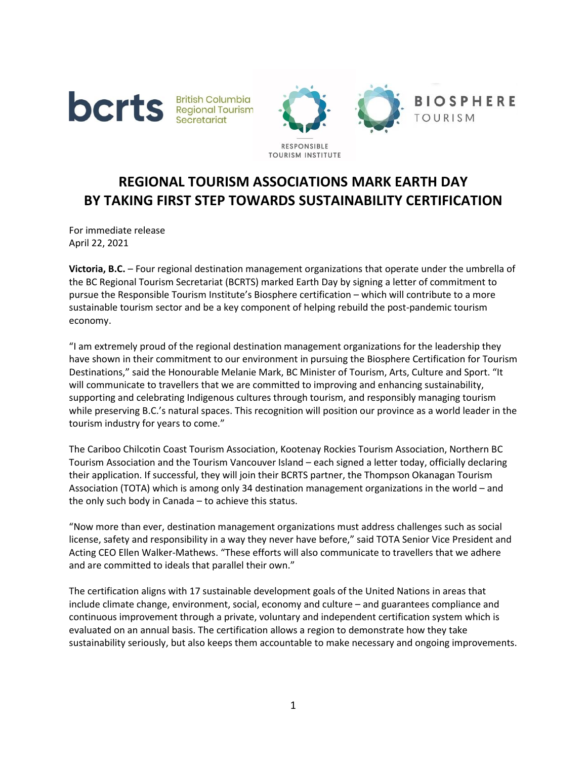# REGIONAL TOURISM ASSOCIATIONS MARK EARTH DAY BY TAKING FIRST STEP TOWARDS SUSTAINABILITY CERTIFICATION

For immediate release
April 22, 2021

**Victoria, B.C.** – Four regional destination management organizations that operate under the umbrella of the BC Regional Tourism Secretariat (BCRTS) marked Earth Day by signing a letter of commitment to pursue the Responsible Tourism Institute's Biosphere certification – which will contribute to a more sustainable tourism sector and be a key component of helping rebuild the post-pandemic tourism economy.

"I am extremely proud of the regional destination management organizations for the leadership they have shown in their commitment to our environment in pursuing the Biosphere Certification for Tourism Destinations," said the Honourable Melanie Mark, BC Minister of Tourism, Arts, Culture and Sport. "It will communicate to travellers that we are committed to improving and enhancing sustainability, supporting and celebrating Indigenous cultures through tourism, and responsibly managing tourism while preserving B.C.'s natural spaces. This recognition will position our province as a world leader in the tourism industry for years to come."

The Cariboo Chilcotin Coast Tourism Association, Kootenay Rockies Tourism Association, Northern BC Tourism Association and the Tourism Vancouver Island – each signed a letter today, officially declaring their application. If successful, they will join their BCRTS partner, the Thompson Okanagan Tourism Association (TOTA) which is among only 34 destination management organizations in the world – and the only such body in Canada – to achieve this status.

"Now more than ever, destination management organizations must address challenges such as social license, safety and responsibility in a way they never have before," said TOTA Senior Vice President and Acting CEO Ellen Walker-Mathews. "These efforts will also communicate to travellers that we adhere and are committed to ideals that parallel their own."

The certification aligns with 17 sustainable development goals of the United Nations in areas that include climate change, environment, social, economy and culture – and guarantees compliance and continuous improvement through a private, voluntary and independent certification system which is evaluated on an annual basis. The certification allows a region to demonstrate how they take sustainability seriously, but also keeps them accountable to make necessary and ongoing improvements.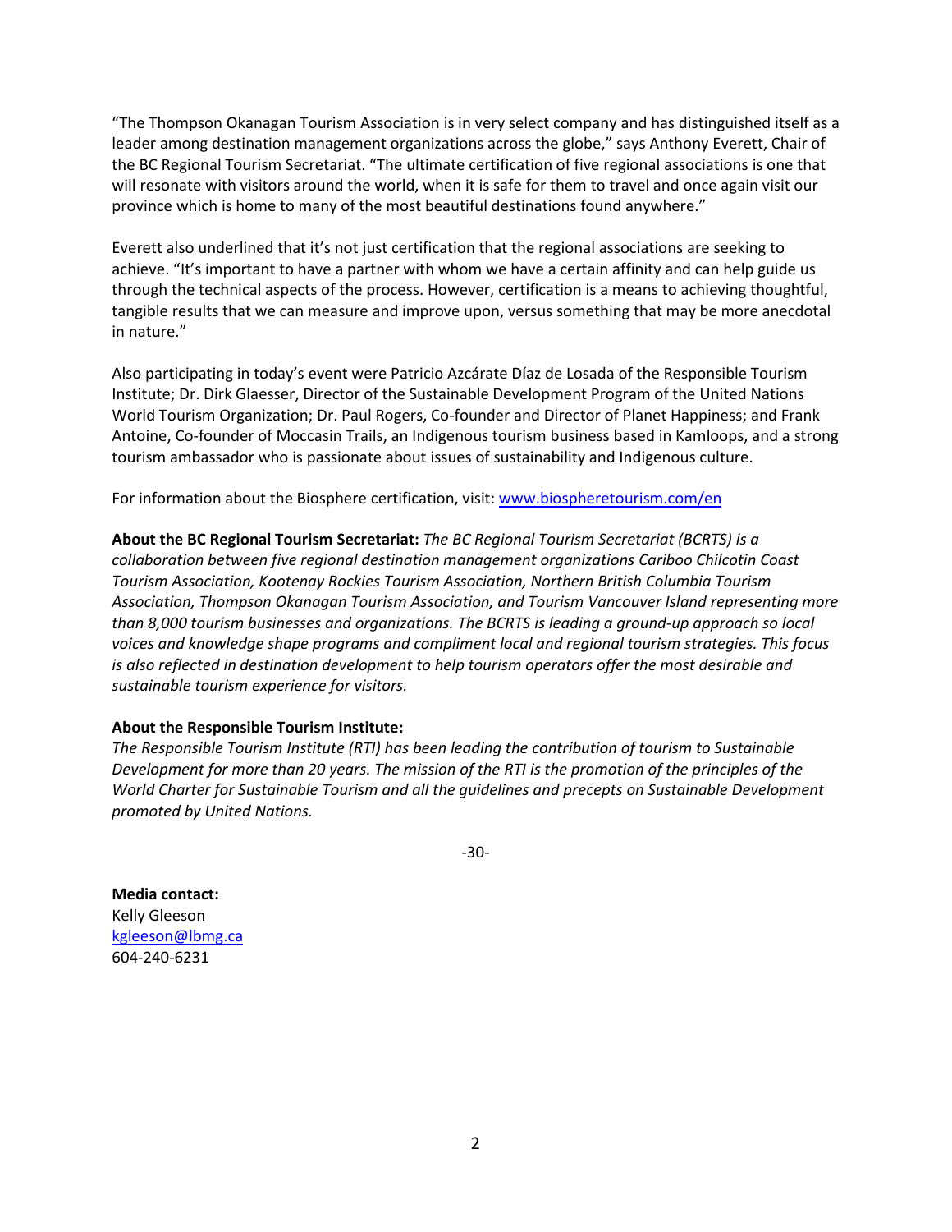"The Thompson Okanagan Tourism Association is in very select company and has distinguished itself as a leader among destination management organizations across the globe," says Anthony Everett, Chair of the BC Regional Tourism Secretariat. "The ultimate certification of five regional associations is one that will resonate with visitors around the world, when it is safe for them to travel and once again visit our province which is home to many of the most beautiful destinations found anywhere."

Everett also underlined that it's not just certification that the regional associations are seeking to achieve. "It's important to have a partner with whom we have a certain affinity and can help guide us through the technical aspects of the process. However, certification is a means to achieving thoughtful, tangible results that we can measure and improve upon, versus something that may be more anecdotal in nature."

Also participating in today's event were Patricio Azcárate Díaz de Losada of the Responsible Tourism Institute; Dr. Dirk Glaesser, Director of the Sustainable Development Program of the United Nations World Tourism Organization; Dr. Paul Rogers, Co-founder and Director of Planet Happiness; and Frank Antoine, Co-founder of Moccasin Trails, an Indigenous tourism business based in Kamloops, and a strong tourism ambassador who is passionate about issues of sustainability and Indigenous culture.

For information about the Biosphere certification, visit: [www.biospheretourism.com/en](http://www.biospheretourism.com/en)

**About the BC Regional Tourism Secretariat:** *The BC Regional Tourism Secretariat (BCRTS) is a collaboration between five regional destination management organizations Cariboo Chilcotin Coast Tourism Association, Kootenay Rockies Tourism Association, Northern British Columbia Tourism Association, Thompson Okanagan Tourism Association, and Tourism Vancouver Island representing more than 8,000 tourism businesses and organizations. The BCRTS is leading a ground-up approach so local voices and knowledge shape programs and compliment local and regional tourism strategies. This focus is also reflected in destination development to help tourism operators offer the most desirable and sustainable tourism experience for visitors.*

**About the Responsible Tourism Institute:**

*The Responsible Tourism Institute (RTI) has been leading the contribution of tourism to Sustainable Development for more than 20 years. The mission of the RTI is the promotion of the principles of the World Charter for Sustainable Tourism and all the guidelines and precepts on Sustainable Development promoted by United Nations.*

-30-

**Media contact:**
Kelly Gleeson
[kgleeson@lbmg.ca](mailto:kgleeson@lbmg.ca)
604-240-6231